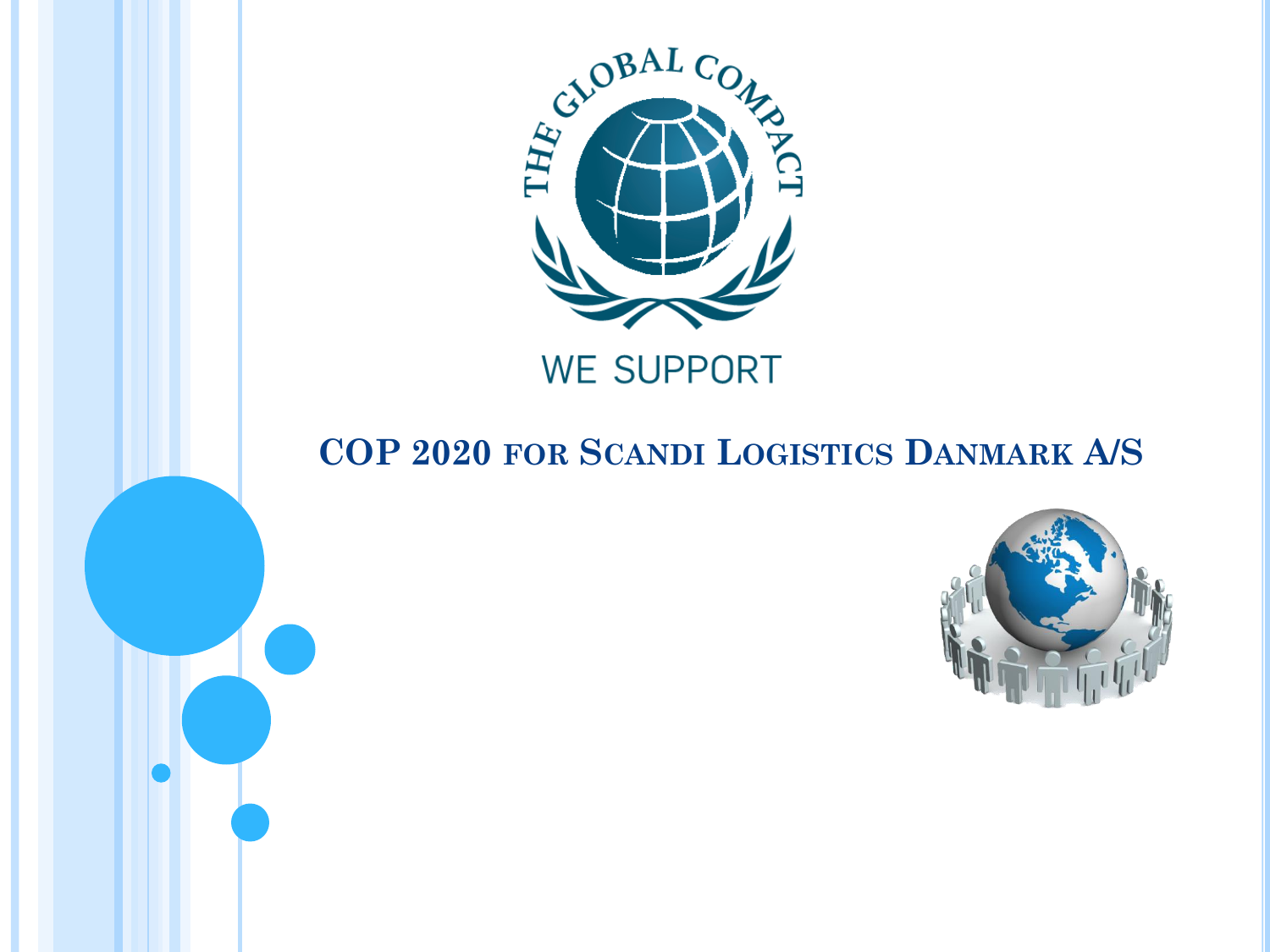THE GLOBAL COMPACT

WE SUPPORT

# COP 2020 for Scandi Logistics Danmark A/S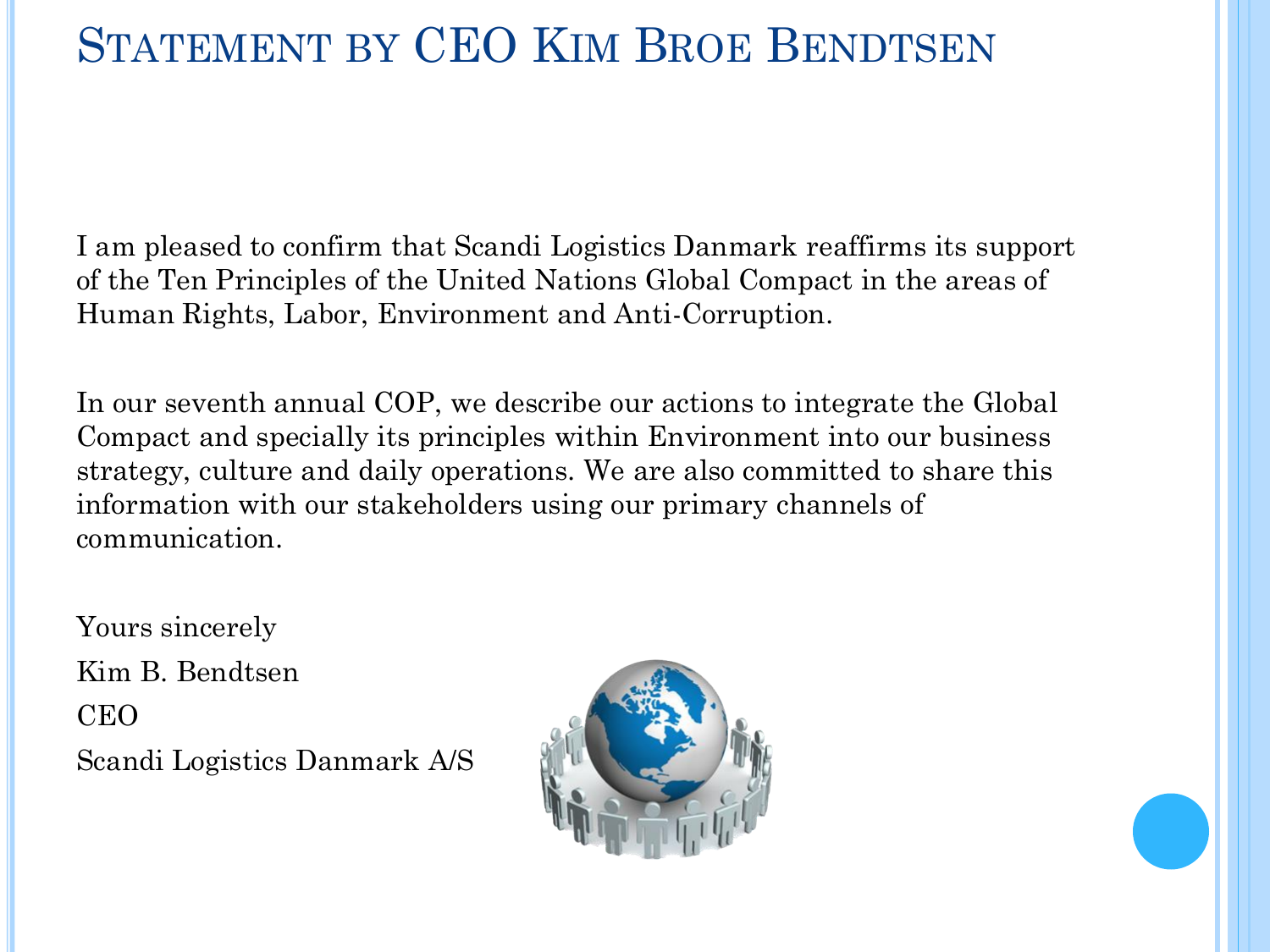# Statement by CEO Kim Broe Bendtsen

I am pleased to confirm that Scandi Logistics Danmark reaffirms its support of the Ten Principles of the United Nations Global Compact in the areas of Human Rights, Labor, Environment and Anti-Corruption.

In our seventh annual COP, we describe our actions to integrate the Global Compact and specially its principles within Environment into our business strategy, culture and daily operations. We are also committed to share this information with our stakeholders using our primary channels of communication.

Yours sincerely

Kim B. Bendtsen

CEO

Scandi Logistics Danmark A/S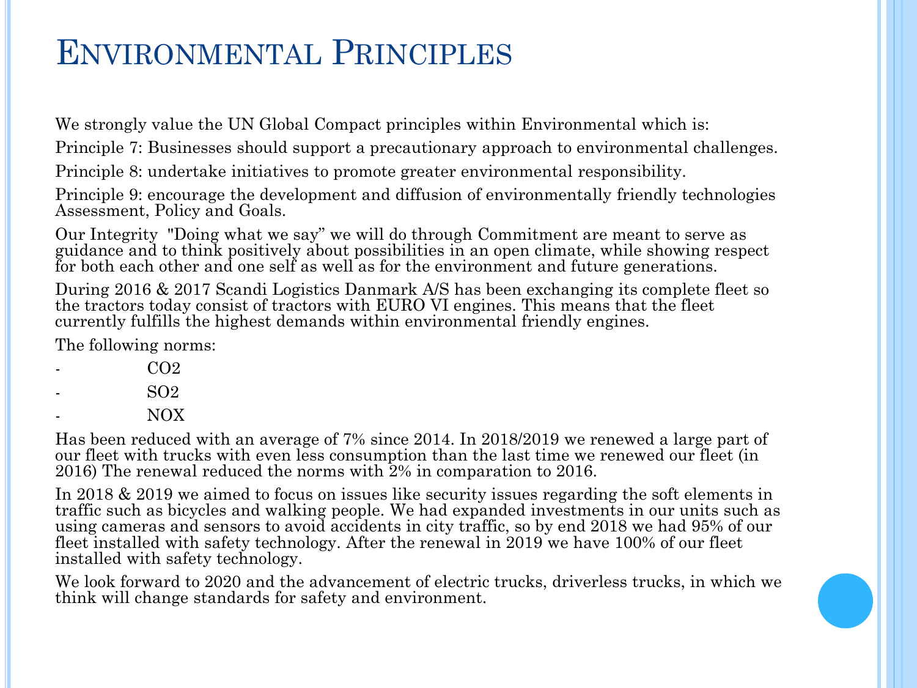# Environmental Principles

We strongly value the UN Global Compact principles within Environmental which is:

Principle 7: Businesses should support a precautionary approach to environmental challenges.

Principle 8: undertake initiatives to promote greater environmental responsibility.

Principle 9: encourage the development and diffusion of environmentally friendly technologies Assessment, Policy and Goals.

Our Integrity "Doing what we say" we will do through Commitment are meant to serve as guidance and to think positively about possibilities in an open climate, while showing respect for both each other and one self as well as for the environment and future generations.

During 2016 & 2017 Scandi Logistics Danmark A/S has been exchanging its complete fleet so the tractors today consist of tractors with EURO VI engines. This means that the fleet currently fulfills the highest demands within environmental friendly engines.

The following norms:

- $CO_2$
- $SO_2$
- $NO_X$

Has been reduced with an average of 7% since 2014. In 2018/2019 we renewed a large part of our fleet with trucks with even less consumption than the last time we renewed our fleet (in 2016) The renewal reduced the norms with 2% in comparation to 2016.

In 2018 & 2019 we aimed to focus on issues like security issues regarding the soft elements in traffic such as bicycles and walking people. We had expanded investments in our units such as using cameras and sensors to avoid accidents in city traffic, so by end 2018 we had 95% of our fleet installed with safety technology. After the renewal in 2019 we have 100% of our fleet installed with safety technology.

We look forward to 2020 and the advancement of electric trucks, driverless trucks, in which we think will change standards for safety and environment.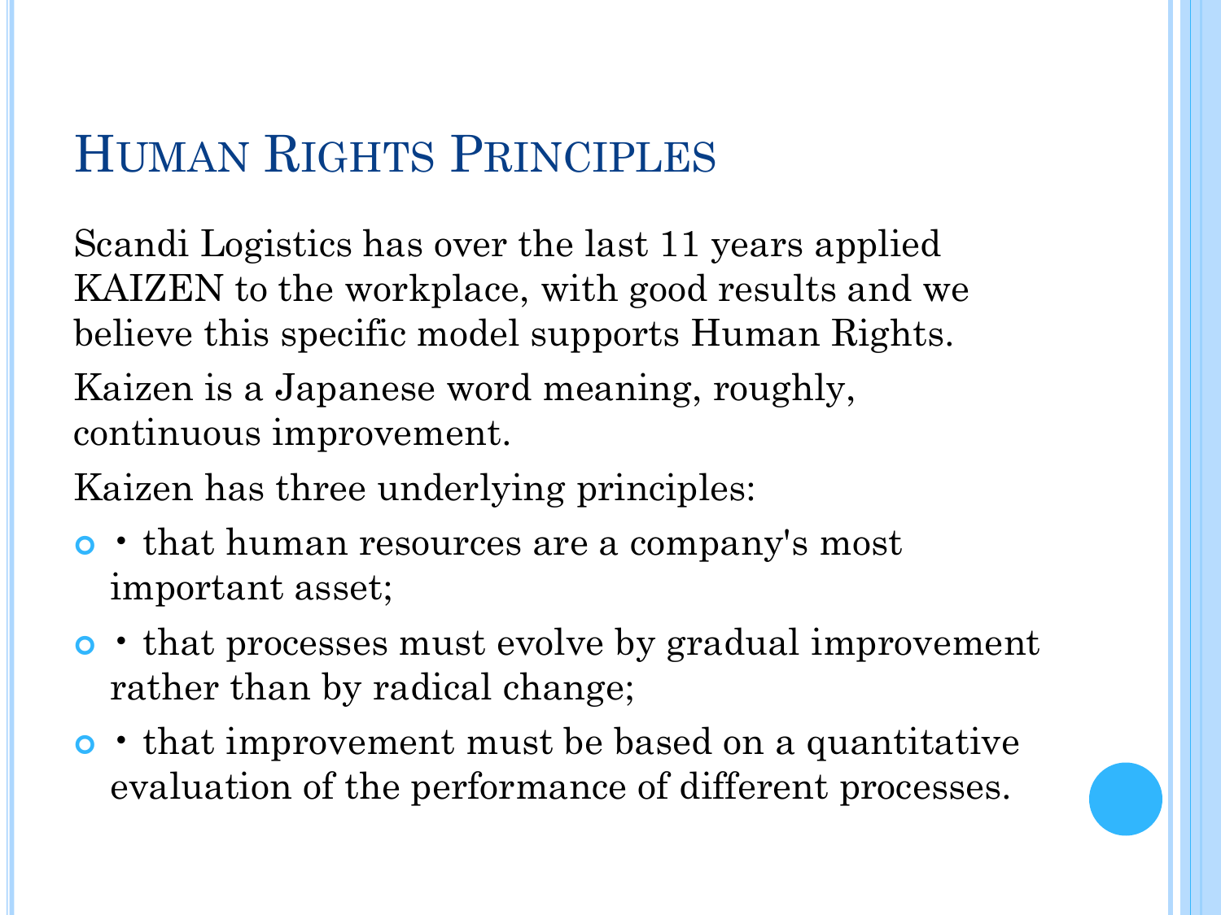# Human Rights Principles

Scandi Logistics has over the last 11 years applied KAIZEN to the workplace, with good results and we believe this specific model supports Human Rights.

Kaizen is a Japanese word meaning, roughly, continuous improvement.

Kaizen has three underlying principles:

- • that human resources are a company's most important asset;
- • that processes must evolve by gradual improvement rather than by radical change;
- • that improvement must be based on a quantitative evaluation of the performance of different processes.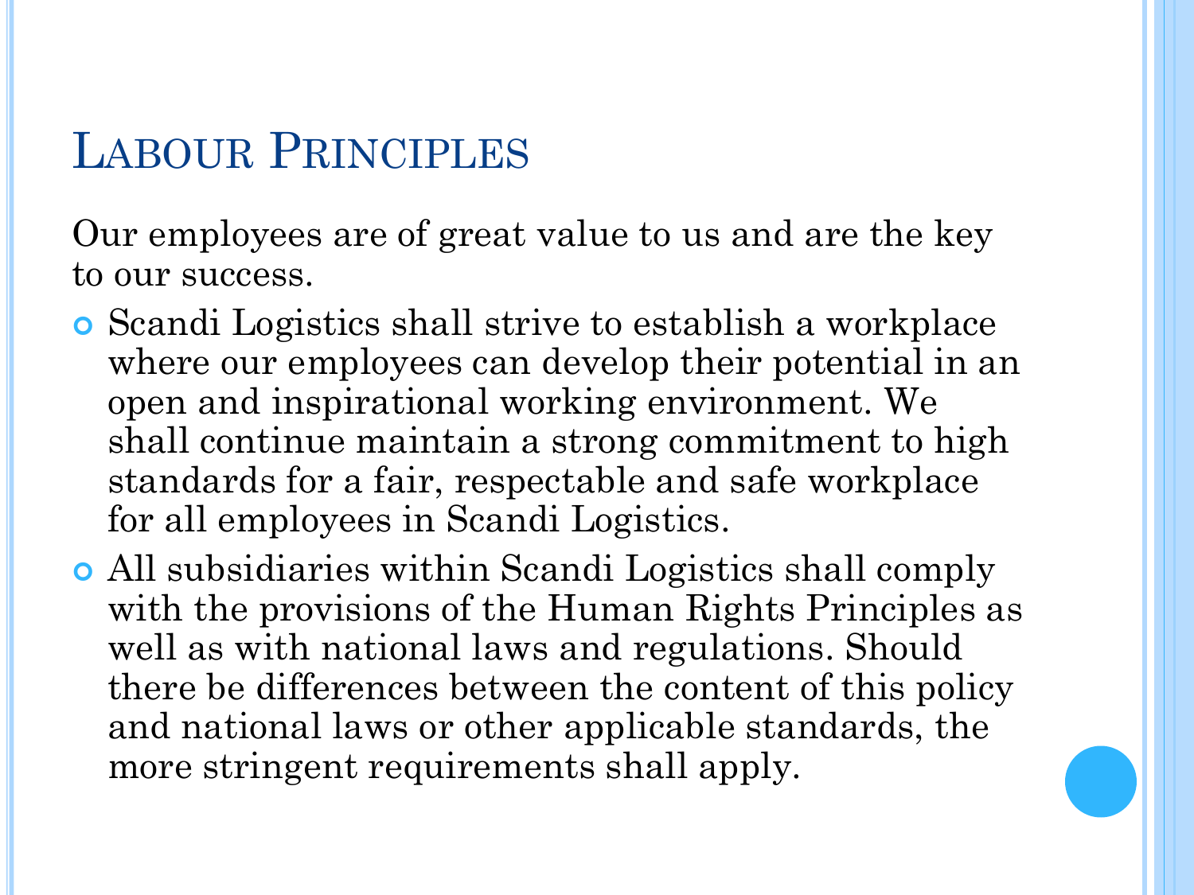# Labour Principles

Our employees are of great value to us and are the key to our success.

- Scandi Logistics shall strive to establish a workplace where our employees can develop their potential in an open and inspirational working environment. We shall continue maintain a strong commitment to high standards for a fair, respectable and safe workplace for all employees in Scandi Logistics.
- All subsidiaries within Scandi Logistics shall comply with the provisions of the Human Rights Principles as well as with national laws and regulations. Should there be differences between the content of this policy and national laws or other applicable standards, the more stringent requirements shall apply.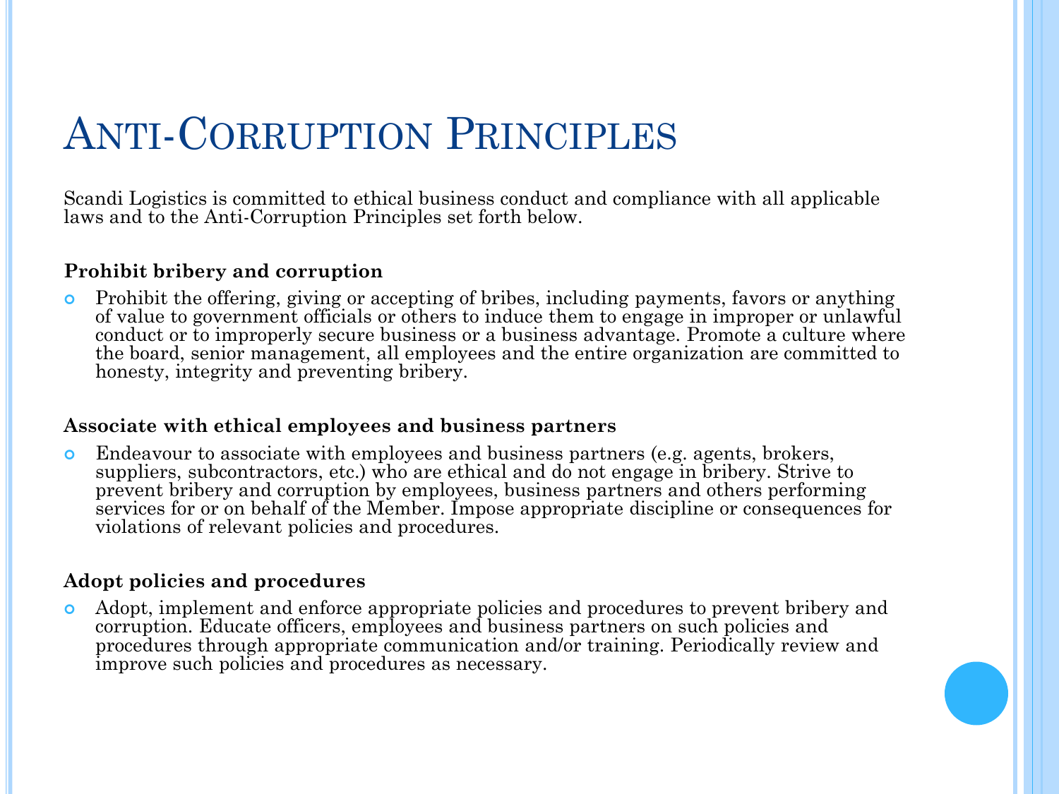# Anti-Corruption Principles

Scandi Logistics is committed to ethical business conduct and compliance with all applicable laws and to the Anti-Corruption Principles set forth below.

**Prohibit bribery and corruption**

- Prohibit the offering, giving or accepting of bribes, including payments, favors or anything of value to government officials or others to induce them to engage in improper or unlawful conduct or to improperly secure business or a business advantage. Promote a culture where the board, senior management, all employees and the entire organization are committed to honesty, integrity and preventing bribery.

**Associate with ethical employees and business partners**

- Endeavour to associate with employees and business partners (e.g. agents, brokers, suppliers, subcontractors, etc.) who are ethical and do not engage in bribery. Strive to prevent bribery and corruption by employees, business partners and others performing services for or on behalf of the Member. Impose appropriate discipline or consequences for violations of relevant policies and procedures.

**Adopt policies and procedures**

- Adopt, implement and enforce appropriate policies and procedures to prevent bribery and corruption. Educate officers, employees and business partners on such policies and procedures through appropriate communication and/or training. Periodically review and improve such policies and procedures as necessary.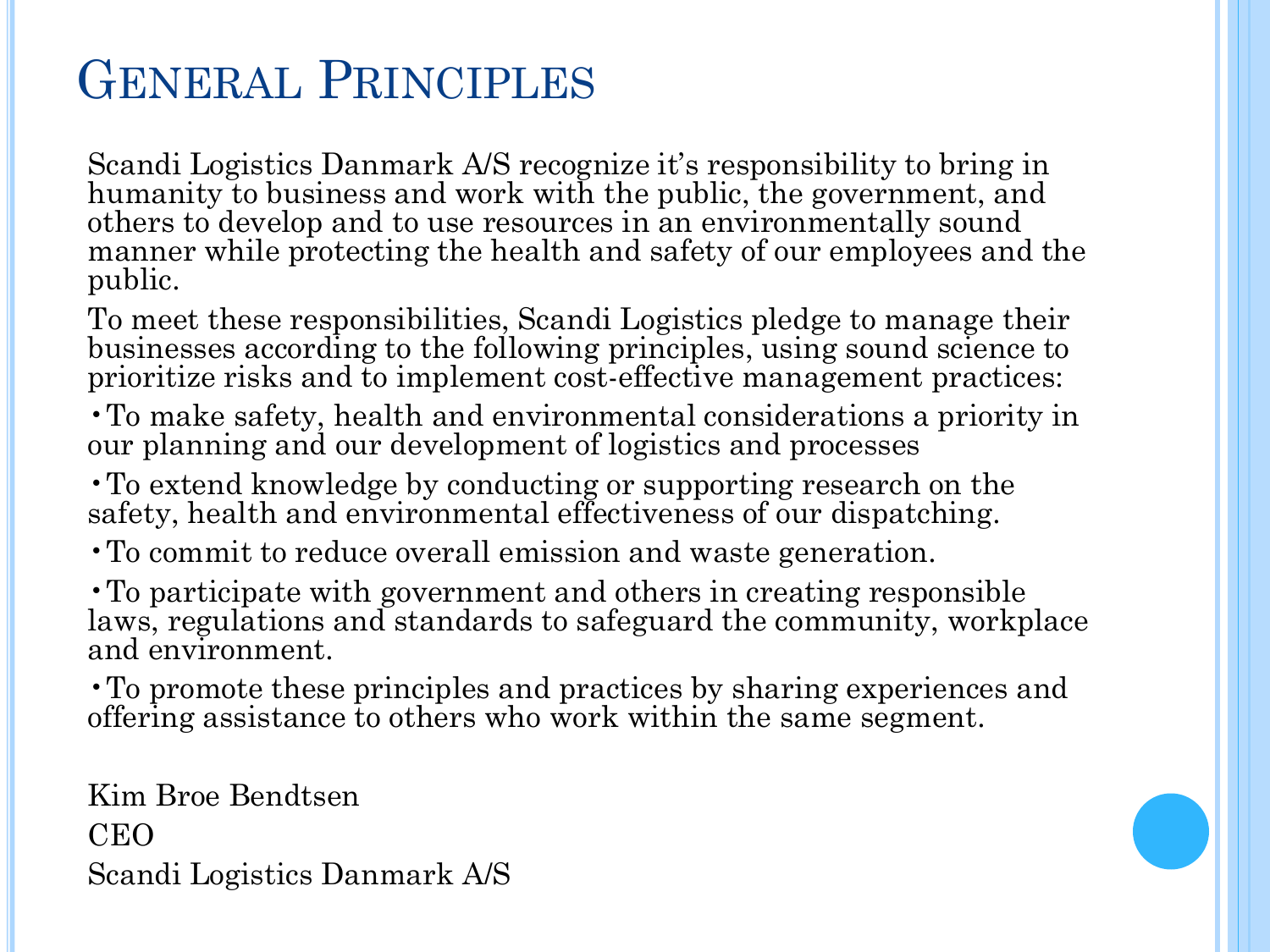# General Principles

Scandi Logistics Danmark A/S recognize it's responsibility to bring in humanity to business and work with the public, the government, and others to develop and to use resources in an environmentally sound manner while protecting the health and safety of our employees and the public.

To meet these responsibilities, Scandi Logistics pledge to manage their businesses according to the following principles, using sound science to prioritize risks and to implement cost-effective management practices:

- To make safety, health and environmental considerations a priority in our planning and our development of logistics and processes
- To extend knowledge by conducting or supporting research on the safety, health and environmental effectiveness of our dispatching.
- To commit to reduce overall emission and waste generation.
- To participate with government and others in creating responsible laws, regulations and standards to safeguard the community, workplace and environment.
- To promote these principles and practices by sharing experiences and offering assistance to others who work within the same segment.

Kim Broe Bendtsen

CEO

Scandi Logistics Danmark A/S